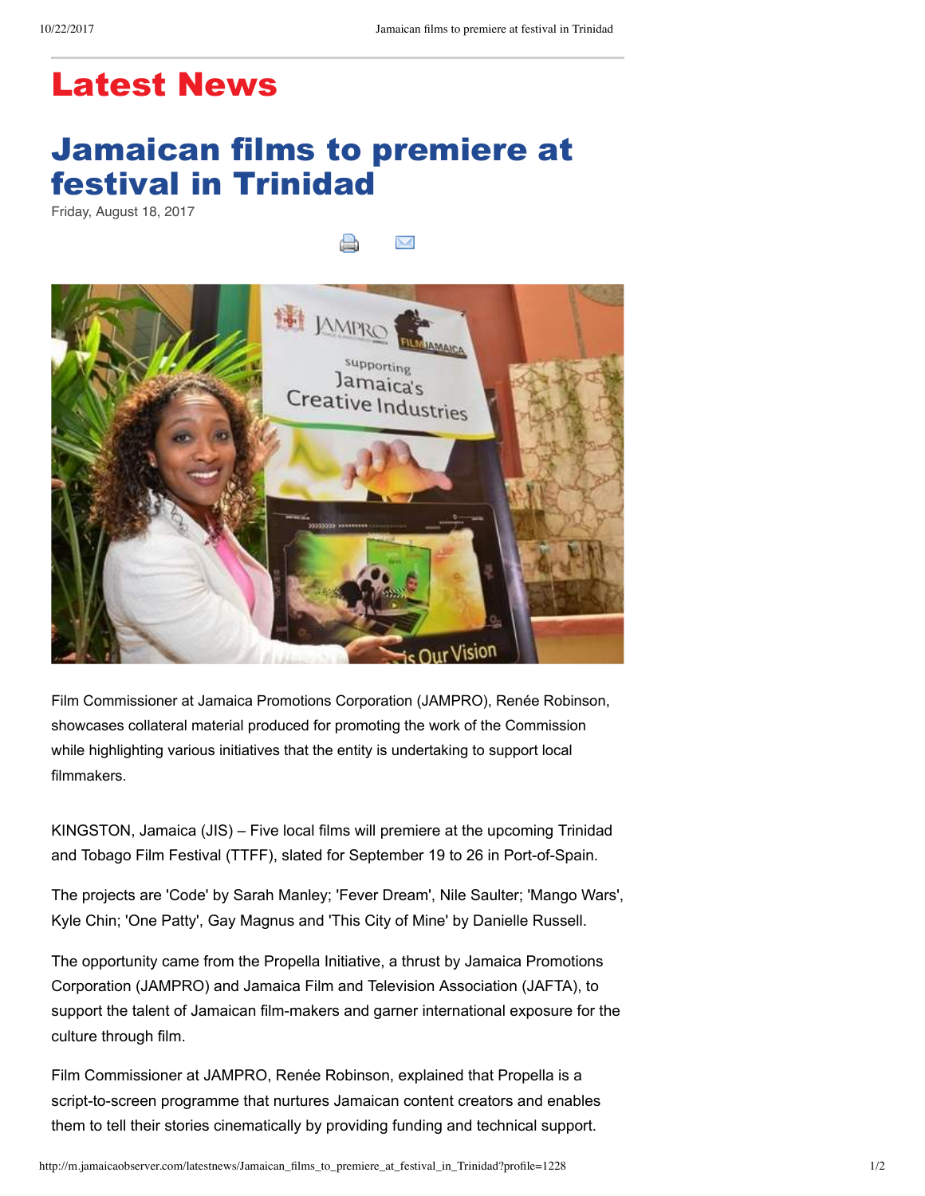# Latest News

## Jamaican films to premiere at festival in Trinidad

Friday, August 18, 2017

Film Commissioner at Jamaica Promotions Corporation (JAMPRO), Renée Robinson, showcases collateral material produced for promoting the work of the Commission while highlighting various initiatives that the entity is undertaking to support local filmmakers.

KINGSTON, Jamaica (JIS) – Five local films will premiere at the upcoming Trinidad and Tobago Film Festival (TTFF), slated for September 19 to 26 in Port-of-Spain.

The projects are 'Code' by Sarah Manley; 'Fever Dream', Nile Saulter; 'Mango Wars', Kyle Chin; 'One Patty', Gay Magnus and 'This City of Mine' by Danielle Russell.

The opportunity came from the Propella Initiative, a thrust by Jamaica Promotions Corporation (JAMPRO) and Jamaica Film and Television Association (JAFTA), to support the talent of Jamaican film-makers and garner international exposure for the culture through film.

Film Commissioner at JAMPRO, Renée Robinson, explained that Propella is a script-to-screen programme that nurtures Jamaican content creators and enables them to tell their stories cinematically by providing funding and technical support.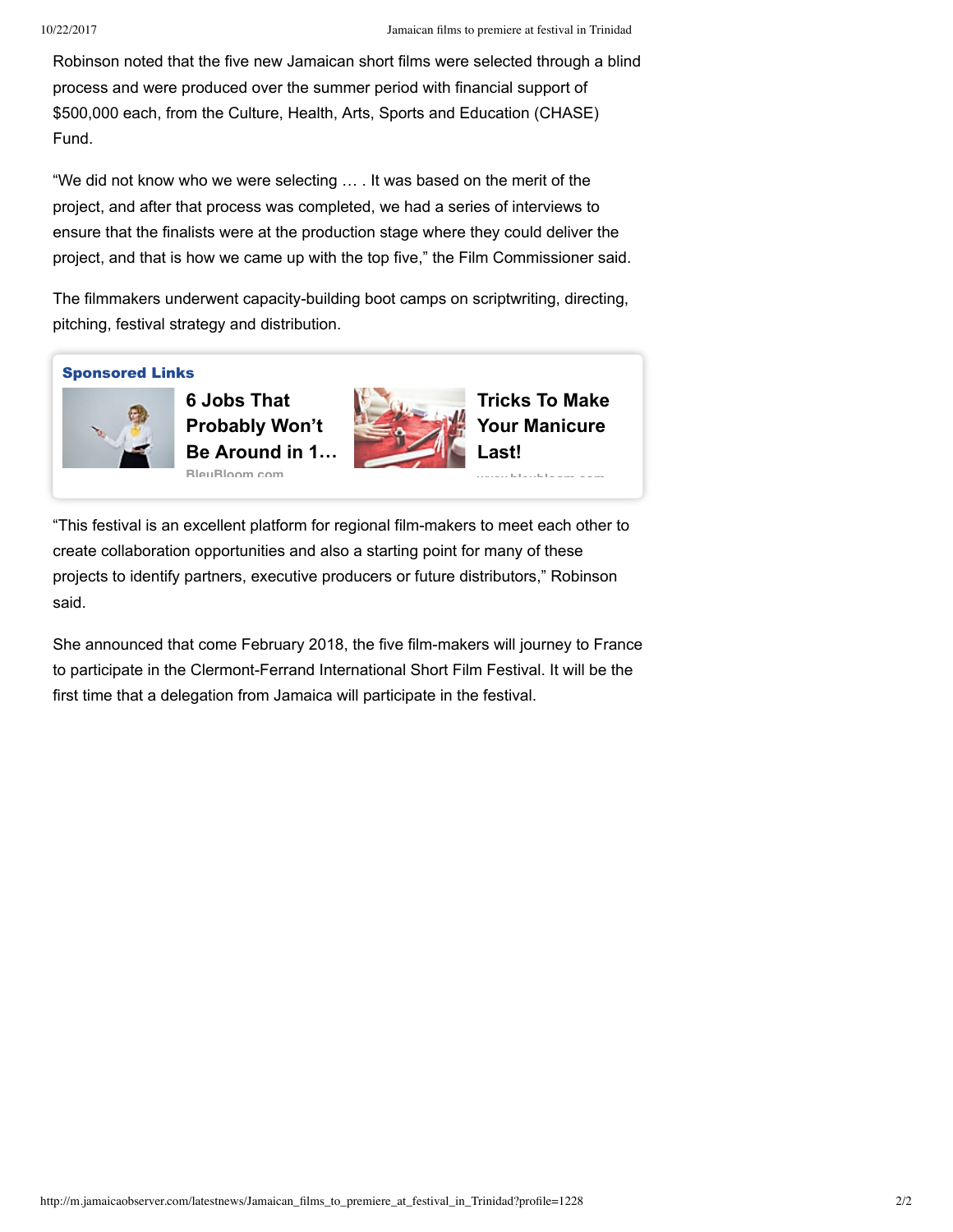Robinson noted that the five new Jamaican short films were selected through a blind process and were produced over the summer period with financial support of $500,000 each, from the Culture, Health, Arts, Sports and Education (CHASE) Fund.

“We did not know who we were selecting … . It was based on the merit of the project, and after that process was completed, we had a series of interviews to ensure that the finalists were at the production stage where they could deliver the project, and that is how we came up with the top five,” the Film Commissioner said.

The filmmakers underwent capacity-building boot camps on scriptwriting, directing, pitching, festival strategy and distribution.

**Sponsored Links**

**6 Jobs That Probably Won’t Be Around in 1…**
BleuBloom.com

**Tricks To Make Your Manicure Last!**
www.bleubloom.com

“This festival is an excellent platform for regional film-makers to meet each other to create collaboration opportunities and also a starting point for many of these projects to identify partners, executive producers or future distributors,” Robinson said.

She announced that come February 2018, the five film-makers will journey to France to participate in the Clermont-Ferrand International Short Film Festival. It will be the first time that a delegation from Jamaica will participate in the festival.